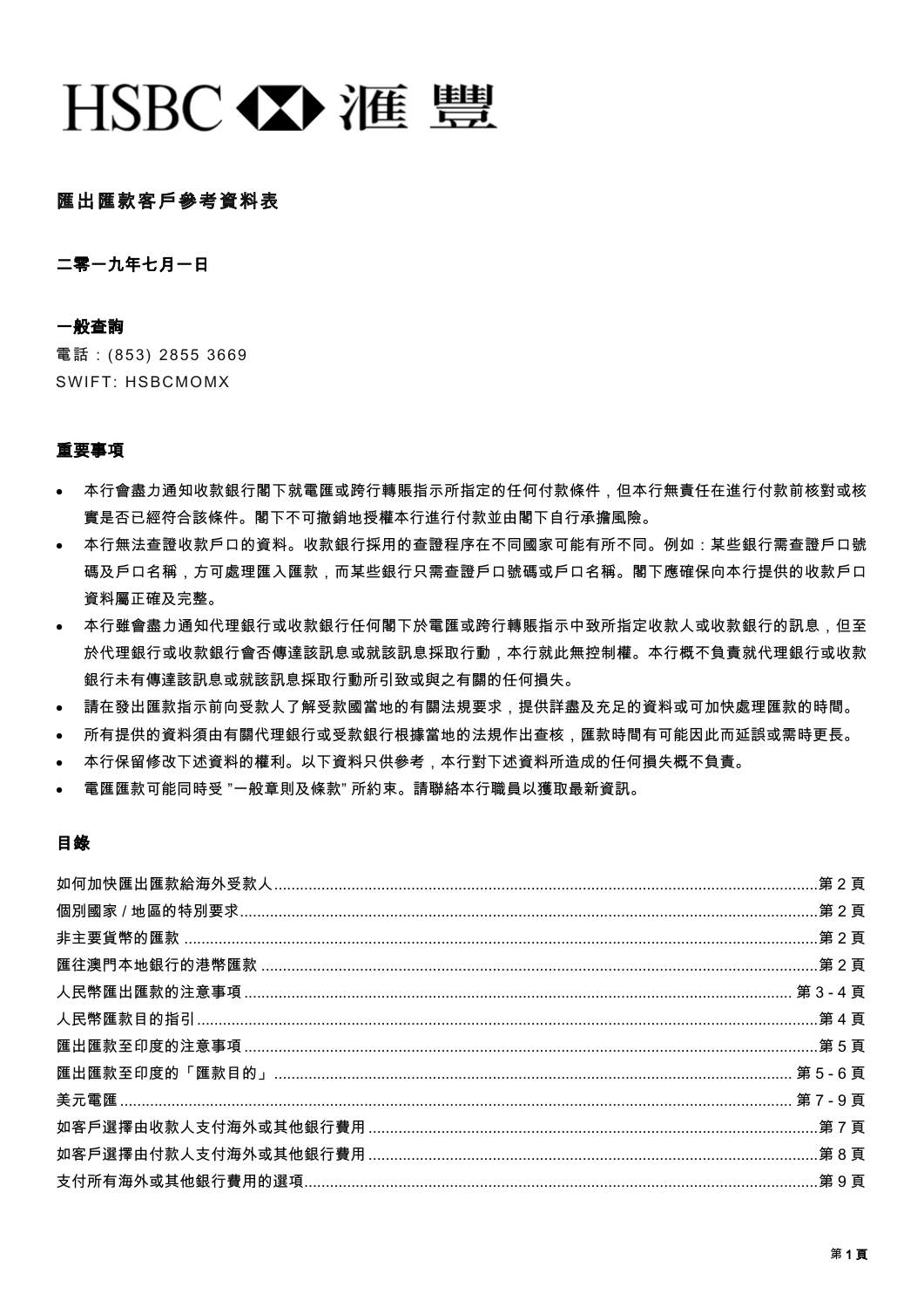HSBC 滙豐

## 匯出匯款客戶參考資料表

**二零一九年七月一日**

### 一般查詢

電話：(853) 2855 3669
SWIFT: HSBCMOMX

### 重要事項

- 本行會盡力通知收款銀行閣下就電匯或跨行轉賬指示所指定的任何付款條件，但本行無責任在進行付款前核對或核實是否已經符合該條件。閣下不可撤銷地授權本行進行付款並由閣下自行承擔風險。
- 本行無法查證收款戶口的資料。收款銀行採用的查證程序在不同國家可能有所不同。例如：某些銀行需查證戶口號碼及戶口名稱，方可處理匯入匯款，而某些銀行只需查證戶口號碼或戶口名稱。閣下應確保向本行提供的收款戶口資料屬正確及完整。
- 本行雖會盡力通知代理銀行或收款銀行任何閣下於電匯或跨行轉賬指示中致所指定收款人或收款銀行的訊息，但至於代理銀行或收款銀行會否傳達該訊息或就該訊息採取行動，本行就此無控制權。本行概不負責就代理銀行或收款銀行未有傳達該訊息或就該訊息採取行動所引致或與之有關的任何損失。
- 請在發出匯款指示前向受款人了解受款國當地的有關法規要求，提供詳盡及充足的資料或可加快處理匯款的時間。
- 所有提供的資料須由有關代理銀行或受款銀行根據當地的法規作出查核，匯款時間有可能因此而延誤或需時更長。
- 本行保留修改下述資料的權利。以下資料只供參考，本行對下述資料所造成的任何損失概不負責。
- 電匯匯款可能同時受 "一般章則及條款" 所約束。請聯絡本行職員以獲取最新資訊。

### 目錄

如何加快匯出匯款給海外受款人......第 2 頁
個別國家 / 地區的特別要求......第 2 頁
非主要貨幣的匯款......第 2 頁
匯往澳門本地銀行的港幣匯款......第 2 頁
人民幣匯出匯款的注意事項......第 3 - 4 頁
人民幣匯款目的指引......第 4 頁
匯出匯款至印度的注意事項......第 5 頁
匯出匯款至印度的「匯款目的」......第 5 - 6 頁
美元電匯......第 7 - 9 頁
如客戶選擇由收款人支付海外或其他銀行費用......第 7 頁
如客戶選擇由付款人支付海外或其他銀行費用......第 8 頁
支付所有海外或其他銀行費用的選項......第 9 頁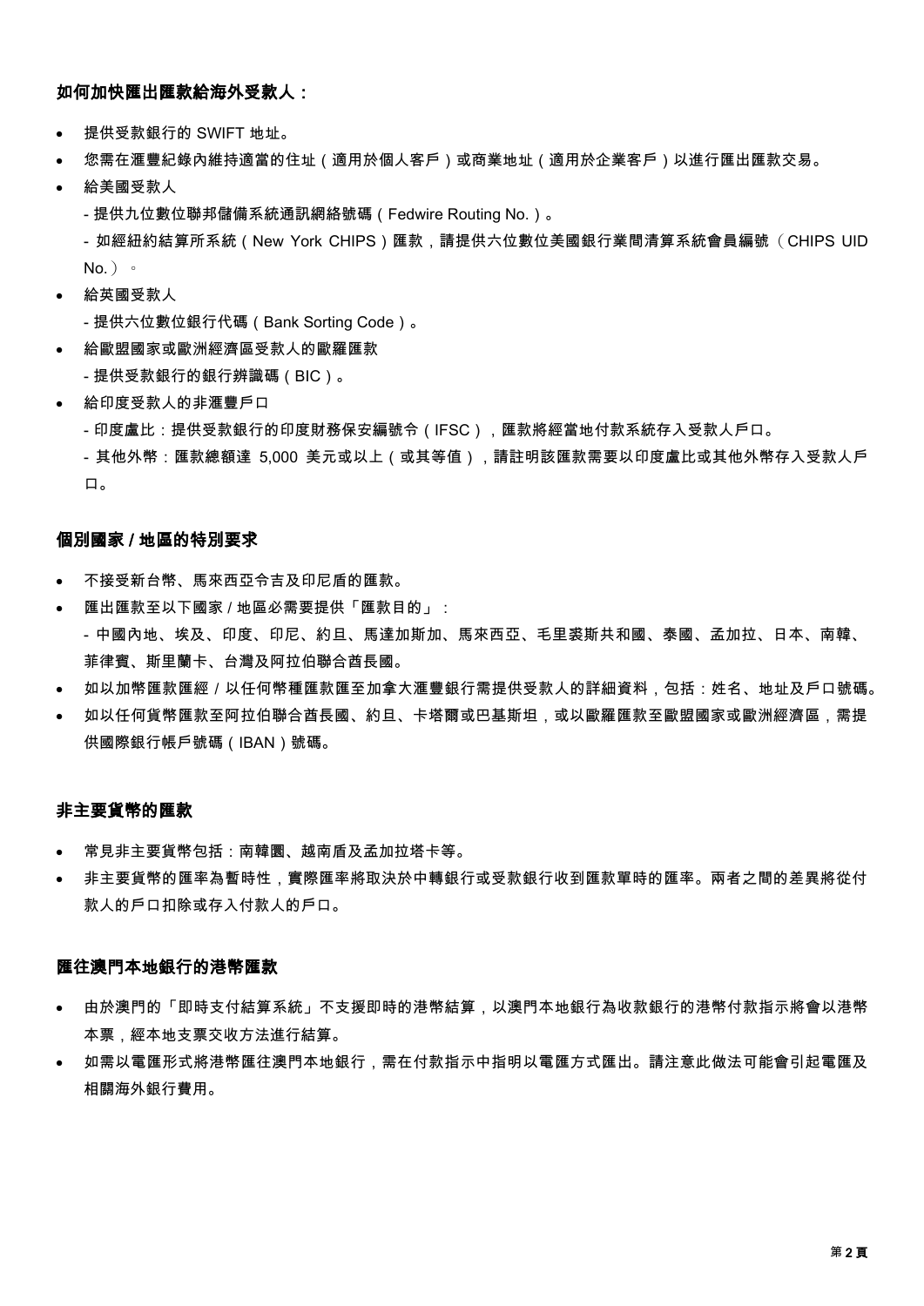## 如何加快匯出匯款給海外受款人：

- 提供受款銀行的 SWIFT 地址。
- 您需在滙豐紀錄內維持適當的住址（適用於個人客戶）或商業地址（適用於企業客戶）以進行匯出匯款交易。
- 給美國受款人
  - 提供九位數位聯邦儲備系統通訊網絡號碼（Fedwire Routing No.）。
  - 如經紐約結算所系統（New York CHIPS）匯款，請提供六位數位美國銀行業間清算系統會員編號（CHIPS UID No.）。
- 給英國受款人
  - 提供六位數位銀行代碼（Bank Sorting Code）。
- 給歐盟國家或歐洲經濟區受款人的歐羅匯款
  - 提供受款銀行的銀行辨識碼（BIC）。
- 給印度受款人的非滙豐戶口
  - 印度盧比：提供受款銀行的印度財務保安編號令（IFSC），匯款將經當地付款系統存入受款人戶口。
  - 其他外幣：匯款總額達 5,000 美元或以上（或其等值），請註明該匯款需要以印度盧比或其他外幣存入受款人戶口。

## 個別國家 / 地區的特別要求

- 不接受新台幣、馬來西亞令吉及印尼盾的匯款。
- 匯出匯款至以下國家 / 地區必需要提供「匯款目的」：
  - 中國內地、埃及、印度、印尼、約旦、馬達加斯加、馬來西亞、毛里裘斯共和國、泰國、孟加拉、日本、南韓、菲律賓、斯里蘭卡、台灣及阿拉伯聯合酋長國。
- 如以加幣匯款匯經 / 以任何幣種匯款匯至加拿大滙豐銀行需提供受款人的詳細資料，包括：姓名、地址及戶口號碼。
- 如以任何貨幣匯款至阿拉伯聯合酋長國、約旦、卡塔爾或巴基斯坦，或以歐羅匯款至歐盟國家或歐洲經濟區，需提供國際銀行帳戶號碼（IBAN）號碼。

## 非主要貨幣的匯款

- 常見非主要貨幣包括：南韓圜、越南盾及孟加拉塔卡等。
- 非主要貨幣的匯率為暫時性，實際匯率將取決於中轉銀行或受款銀行收到匯款單時的匯率。兩者之間的差異將從付款人的戶口扣除或存入付款人的戶口。

## 匯往澳門本地銀行的港幣匯款

- 由於澳門的「即時支付結算系統」不支援即時的港幣結算，以澳門本地銀行為收款銀行的港幣付款指示將會以港幣本票，經本地支票交收方法進行結算。
- 如需以電匯形式將港幣匯往澳門本地銀行，需在付款指示中指明以電匯方式匯出。請注意此做法可能會引起電匯及相關海外銀行費用。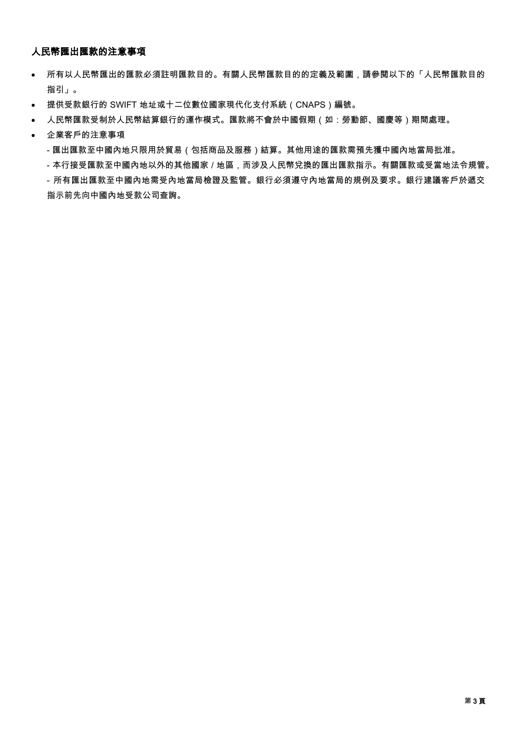**人民幣匯出匯款的注意事項**

- 所有以人民幣匯出的匯款必須註明匯款目的。有關人民幣匯款目的的定義及範圍，請參閱以下的「人民幣匯款目的指引」。
- 提供受款銀行的 SWIFT 地址或十二位數位國家現代化支付系統（CNAPS）編號。
- 人民幣匯款受制於人民幣結算銀行的運作模式。匯款將不會於中國假期（如：勞動節、國慶等）期間處理。
- 企業客戶的注意事項
  - 匯出匯款至中國內地只限用於貿易（包括商品及服務）結算。其他用途的匯款需預先獲中國內地當局批准。
  - 本行接受匯款至中國內地以外的其他國家 / 地區，而涉及人民幣兌換的匯出匯款指示。有關匯款或受當地法令規管。
  - 所有匯出匯款至中國內地需受內地當局檢證及監管。銀行必須遵守內地當局的規例及要求。銀行建議客戶於遞交指示前先向中國內地受款公司查詢。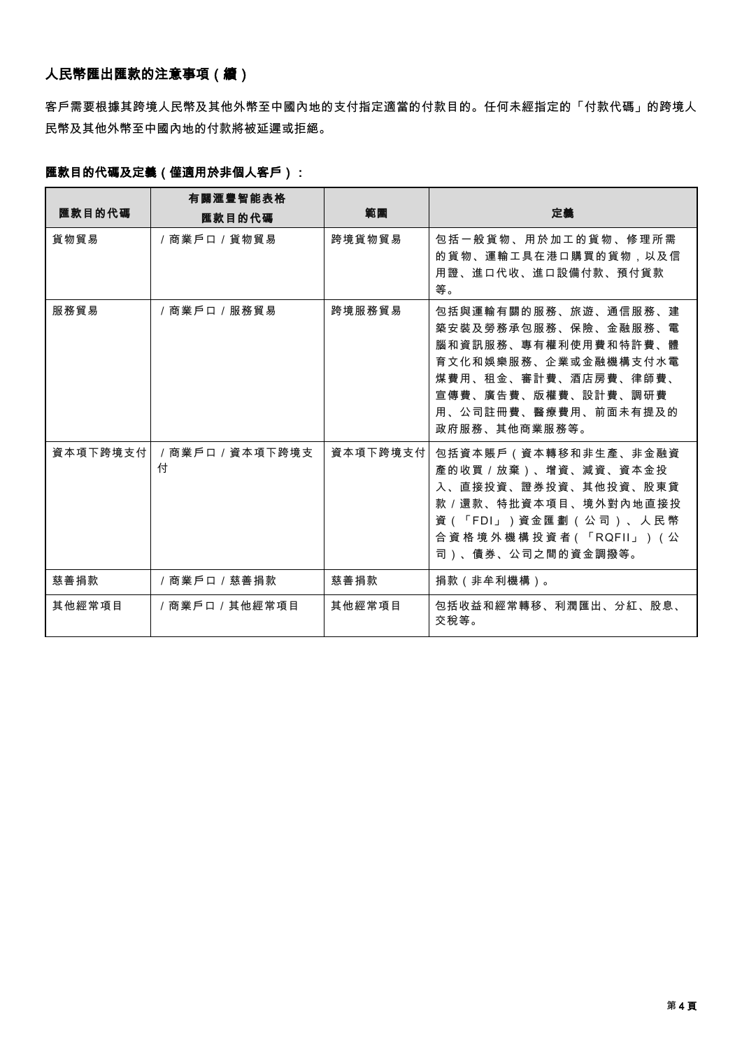## 人民幣匯出匯款的注意事項（續）

客戶需要根據其跨境人民幣及其他外幣至中國內地的支付指定適當的付款目的。任何未經指定的「付款代碼」的跨境人民幣及其他外幣至中國內地的付款將被延遲或拒絕。

**匯款目的代碼及定義（僅適用於非個人客戶）：**

| 匯款目的代碼 | 有關滙豐智能表格匯款目的代碼 | 範圍 | 定義 |
|---|---|---|---|
| 貨物貿易 | / 商業戶口 / 貨物貿易 | 跨境貨物貿易 | 包括一般貨物、用於加工的貨物、修理所需的貨物、運輸工具在港口購買的貨物，以及信用證、進口代收、進口設備付款、預付貨款等。 |
| 服務貿易 | / 商業戶口 / 服務貿易 | 跨境服務貿易 | 包括與運輸有關的服務、旅遊、通信服務、建築安裝及勞務承包服務、保險、金融服務、電腦和資訊服務、專有權利使用費和特許費、體育文化和娛樂服務、企業或金融機構支付水電煤費用、租金、審計費、酒店房費、律師費、宣傳費、廣告費、版權費、設計費、調研費用、公司註冊費、醫療費用、前面未有提及的政府服務、其他商業服務等。 |
| 資本項下跨境支付 | / 商業戶口 / 資本項下跨境支付 | 資本項下跨境支付 | 包括資本賬戶（資本轉移和非生產、非金融資產的收買 / 放棄）、增資、減資、資本金投入、直接投資、證券投資、其他投資、股東貸款 / 還款、特批資本項目、境外對內地直接投資（「FDI」）資金匯劃（公司）、人民幣合資格境外機構投資者（「RQFII」）（公司）、債券、公司之間的資金調撥等。 |
| 慈善捐款 | / 商業戶口 / 慈善捐款 | 慈善捐款 | 捐款（非牟利機構）。 |
| 其他經常項目 | / 商業戶口 / 其他經常項目 | 其他經常項目 | 包括收益和經常轉移、利潤匯出、分紅、股息、交稅等。 |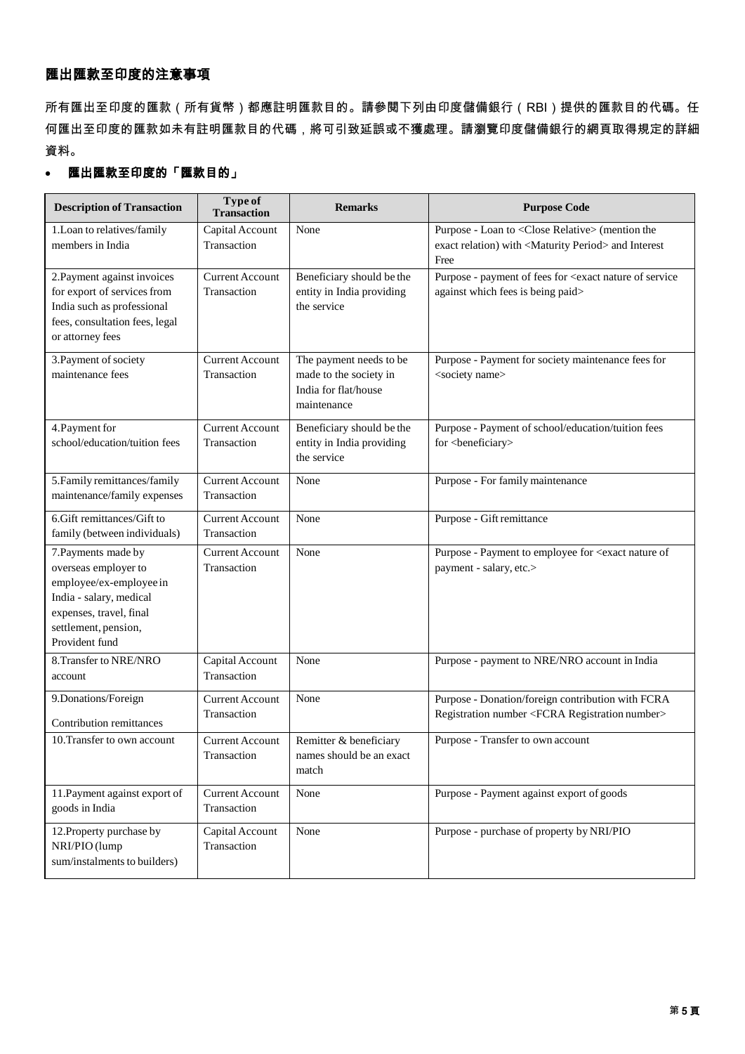## 匯出匯款至印度的注意事項

所有匯出至印度的匯款（所有貨幣）都應註明匯款目的。請參閱下列由印度儲備銀行（RBI）提供的匯款目的代碼。任何匯出至印度的匯款如未有註明匯款目的代碼，將可引致延誤或不獲處理。請瀏覽印度儲備銀行的網頁取得規定的詳細資料。

- **匯出匯款至印度的「匯款目的」**

| Description of Transaction | Type of Transaction | Remarks | Purpose Code |
|---|---|---|---|
| 1.Loan to relatives/family members in India | Capital Account Transaction | None | Purpose - Loan to <Close Relative> (mention the exact relation) with <Maturity Period> and Interest Free |
| 2.Payment against invoices for export of services from India such as professional fees, consultation fees, legal or attorney fees | Current Account Transaction | Beneficiary should be the entity in India providing the service | Purpose - payment of fees for <exact nature of service against which fees is being paid> |
| 3.Payment of society maintenance fees | Current Account Transaction | The payment needs to be made to the society in India for flat/house maintenance | Purpose - Payment for society maintenance fees for <society name> |
| 4.Payment for school/education/tuition fees | Current Account Transaction | Beneficiary should be the entity in India providing the service | Purpose - Payment of school/education/tuition fees for <beneficiary> |
| 5.Family remittances/family maintenance/family expenses | Current Account Transaction | None | Purpose - For family maintenance |
| 6.Gift remittances/Gift to family (between individuals) | Current Account Transaction | None | Purpose - Gift remittance |
| 7.Payments made by overseas employer to employee/ex-employee in India - salary, medical expenses, travel, final settlement, pension, Provident fund | Current Account Transaction | None | Purpose - Payment to employee for <exact nature of payment - salary, etc.> |
| 8.Transfer to NRE/NRO account | Capital Account Transaction | None | Purpose - payment to NRE/NRO account in India |
| 9.Donations/Foreign Contribution remittances | Current Account Transaction | None | Purpose - Donation/foreign contribution with FCRA Registration number <FCRA Registration number> |
| 10.Transfer to own account | Current Account Transaction | Remitter & beneficiary names should be an exact match | Purpose - Transfer to own account |
| 11.Payment against export of goods in India | Current Account Transaction | None | Purpose - Payment against export of goods |
| 12.Property purchase by NRI/PIO (lump sum/instalments to builders) | Capital Account Transaction | None | Purpose - purchase of property by NRI/PIO |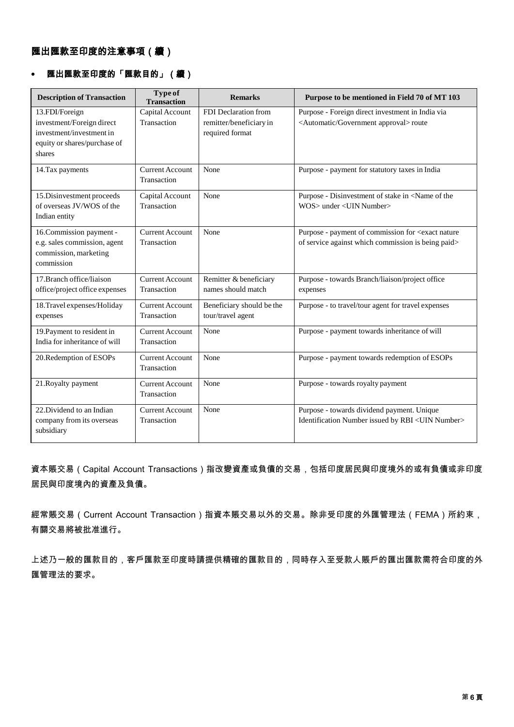## 匯出匯款至印度的注意事項（續）

- **匯出匯款至印度的「匯款目的」（續）**

| Description of Transaction | Type of Transaction | Remarks | Purpose to be mentioned in Field 70 of MT 103 |
|---|---|---|---|
| 13.FDI/Foreign investment/Foreign direct investment/investment in equity or shares/purchase of shares | Capital Account Transaction | FDI Declaration from remitter/beneficiary in required format | Purpose - Foreign direct investment in India via <Automatic/Government approval> route |
| 14.Tax payments | Current Account Transaction | None | Purpose - payment for statutory taxes in India |
| 15.Disinvestment proceeds of overseas JV/WOS of the Indian entity | Capital Account Transaction | None | Purpose - Disinvestment of stake in <Name of the WOS> under <UIN Number> |
| 16.Commission payment - e.g. sales commission, agent commission, marketing commission | Current Account Transaction | None | Purpose - payment of commission for <exact nature of service against which commission is being paid> |
| 17.Branch office/liaison office/project office expenses | Current Account Transaction | Remitter & beneficiary names should match | Purpose - towards Branch/liaison/project office expenses |
| 18.Travel expenses/Holiday expenses | Current Account Transaction | Beneficiary should be the tour/travel agent | Purpose - to travel/tour agent for travel expenses |
| 19.Payment to resident in India for inheritance of will | Current Account Transaction | None | Purpose - payment towards inheritance of will |
| 20.Redemption of ESOPs | Current Account Transaction | None | Purpose - payment towards redemption of ESOPs |
| 21.Royalty payment | Current Account Transaction | None | Purpose - towards royalty payment |
| 22.Dividend to an Indian company from its overseas subsidiary | Current Account Transaction | None | Purpose - towards dividend payment. Unique Identification Number issued by RBI <UIN Number> |

資本賬交易（Capital Account Transactions）指改變資產或負債的交易，包括印度居民與印度境外的或有負債或非印度居民與印度境內的資產及負債。

經常賬交易（Current Account Transaction）指資本賬交易以外的交易。除非受印度的外匯管理法（FEMA）所約束，有關交易將被批准進行。

上述乃一般的匯款目的，客戶匯款至印度時請提供精確的匯款目的，同時存入至受款人賬戶的匯出匯款需符合印度的外匯管理法的要求。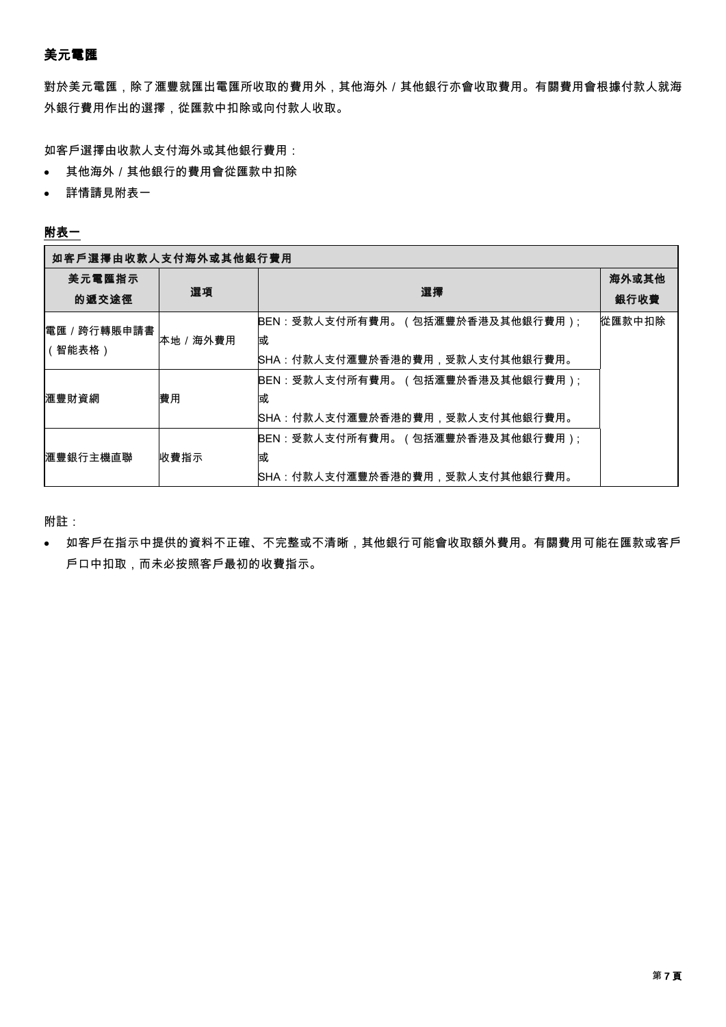## 美元電匯

對於美元電匯，除了滙豐就匯出電匯所收取的費用外，其他海外 / 其他銀行亦會收取費用。有關費用會根據付款人就海外銀行費用作出的選擇，從匯款中扣除或向付款人收取。

如客戶選擇由收款人支付海外或其他銀行費用：

- 其他海外 / 其他銀行的費用會從匯款中扣除
- 詳情請見附表一

**附表一**

| 如客戶選擇由收款人支付海外或其他銀行費用 | | | |
|---|---|---|---|
| 美元電匯指示的遞交途徑 | 選項 | 選擇 | 海外或其他銀行收費 |
| 電匯 / 跨行轉賬申請書（智能表格） | 本地 / 海外費用 | BEN：受款人支付所有費用。（包括滙豐於香港及其他銀行費用）;<br>或<br>SHA：付款人支付滙豐於香港的費用，受款人支付其他銀行費用。 | 從匯款中扣除 |
| 滙豐財資網 | 費用 | BEN：受款人支付所有費用。（包括滙豐於香港及其他銀行費用）;<br>或<br>SHA：付款人支付滙豐於香港的費用，受款人支付其他銀行費用。 | |
| 滙豐銀行主機直聯 | 收費指示 | BEN：受款人支付所有費用。（包括滙豐於香港及其他銀行費用）;<br>或<br>SHA：付款人支付滙豐於香港的費用，受款人支付其他銀行費用。 | |

附註：

- 如客戶在指示中提供的資料不正確、不完整或不清晰，其他銀行可能會收取額外費用。有關費用可能在匯款或客戶戶口中扣取，而未必按照客戶最初的收費指示。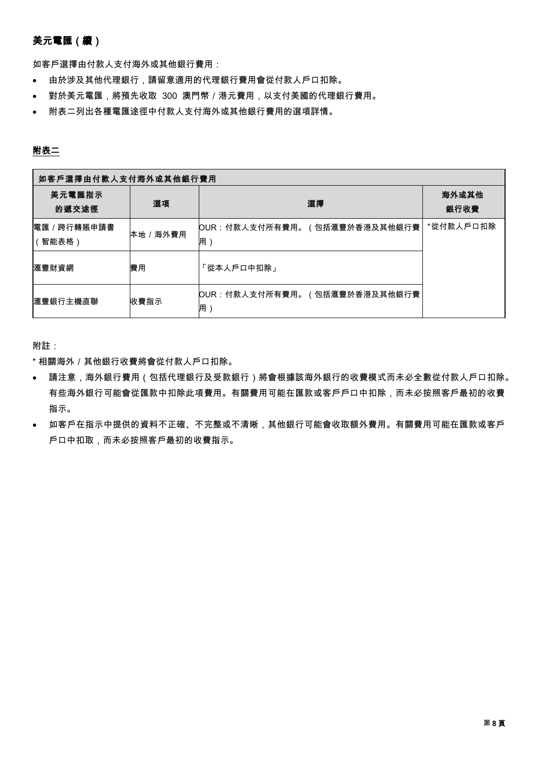## 美元電匯（續）

如客戶選擇由付款人支付海外或其他銀行費用：

- 由於涉及其他代理銀行，請留意適用的代理銀行費用會從付款人戶口扣除。
- 對於美元電匯，將預先收取 300 澳門幣 / 港元費用，以支付美國的代理銀行費用。
- 附表二列出各種電匯途徑中付款人支付海外或其他銀行費用的選項詳情。

**附表二**

| 如客戶選擇由付款人支付海外或其他銀行費用 | | | |
|---|---|---|---|
| 美元電匯指示的遞交途徑 | 選項 | 選擇 | 海外或其他銀行收費 |
| 電匯 / 跨行轉賬申請書（智能表格） | 本地 / 海外費用 | OUR：付款人支付所有費用。（包括滙豐於香港及其他銀行費用） | *從付款人戶口扣除 |
| 滙豐財資網 | 費用 | 「從本人戶口中扣除」 | |
| 滙豐銀行主機直聯 | 收費指示 | OUR：付款人支付所有費用。（包括滙豐於香港及其他銀行費用） | |

附註：

* 相關海外 / 其他銀行收費將會從付款人戶口扣除。

- 請注意，海外銀行費用（包括代理銀行及受款銀行）將會根據該海外銀行的收費模式而未必全數從付款人戶口扣除。有些海外銀行可能會從匯款中扣除此項費用。有關費用可能在匯款或客戶戶口中扣除，而未必按照客戶最初的收費指示。
- 如客戶在指示中提供的資料不正確、不完整或不清晰，其他銀行可能會收取額外費用。有關費用可能在匯款或客戶戶口中扣取，而未必按照客戶最初的收費指示。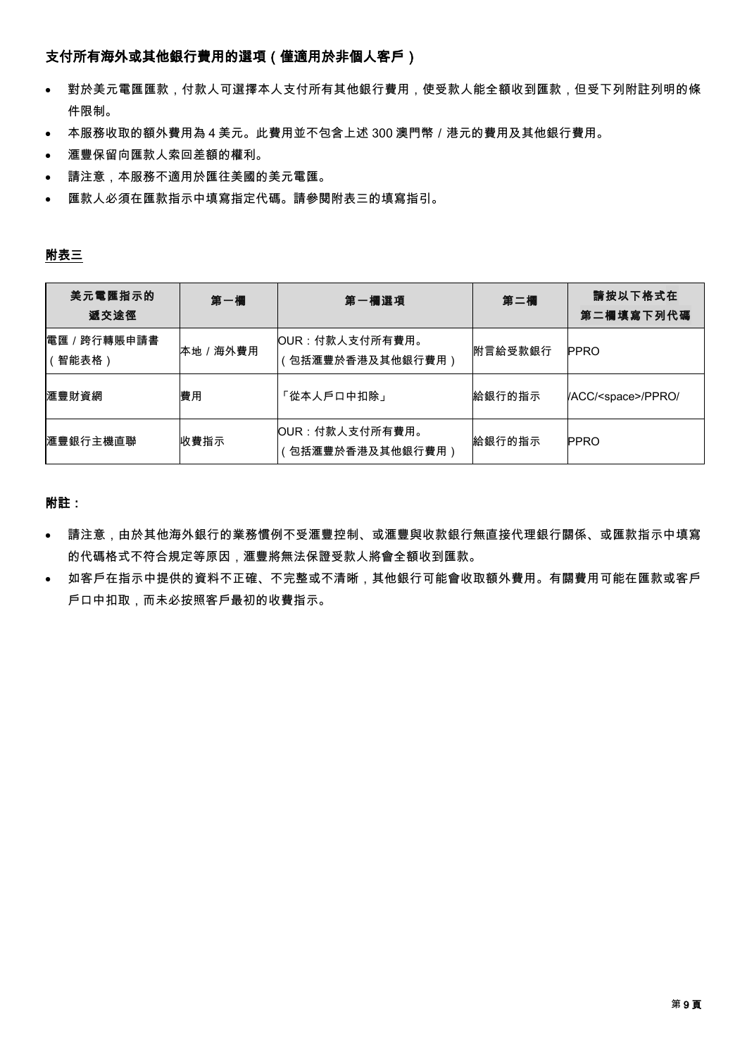## 支付所有海外或其他銀行費用的選項（僅適用於非個人客戶）

- 對於美元電匯匯款，付款人可選擇本人支付所有其他銀行費用，使受款人能全額收到匯款，但受下列附註列明的條件限制。
- 本服務收取的額外費用為 4 美元。此費用並不包含上述 300 澳門幣 / 港元的費用及其他銀行費用。
- 滙豐保留向匯款人索回差額的權利。
- 請注意，本服務不適用於匯往美國的美元電匯。
- 匯款人必須在匯款指示中填寫指定代碼。請參閱附表三的填寫指引。

**附表三**

| 美元電匯指示的遞交途徑 | 第一欄 | 第一欄選項 | 第二欄 | 請按以下格式在第二欄填寫下列代碼 |
|---|---|---|---|---|
| 電匯 / 跨行轉賬申請書（智能表格） | 本地 / 海外費用 | OUR：付款人支付所有費用。（包括滙豐於香港及其他銀行費用） | 附言給受款銀行 | PPRO |
| 滙豐財資網 | 費用 | 「從本人戶口中扣除」 | 給銀行的指示 | /ACC/<space>/PPRO/ |
| 滙豐銀行主機直聯 | 收費指示 | OUR：付款人支付所有費用。（包括滙豐於香港及其他銀行費用） | 給銀行的指示 | PPRO |

**附註：**

- 請注意，由於其他海外銀行的業務慣例不受滙豐控制、或滙豐與收款銀行無直接代理銀行關係、或匯款指示中填寫的代碼格式不符合規定等原因，滙豐將無法保證受款人將會全額收到匯款。
- 如客戶在指示中提供的資料不正確、不完整或不清晰，其他銀行可能會收取額外費用。有關費用可能在匯款或客戶戶口中扣取，而未必按照客戶最初的收費指示。